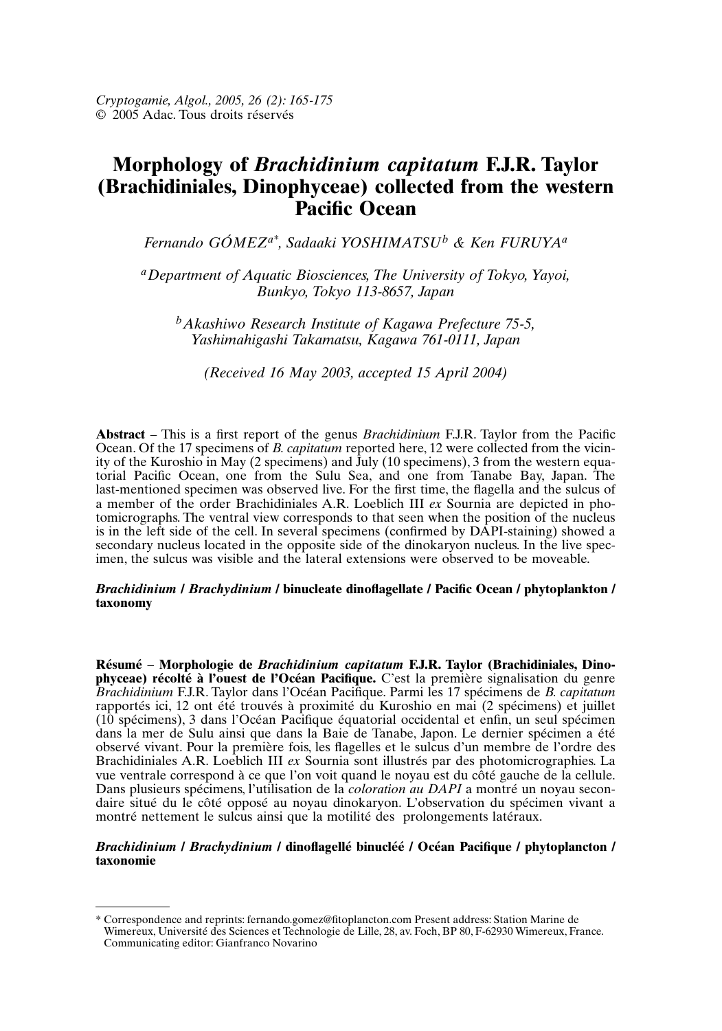*Cryptogamie, Algol., 2005, 26 (2): 165-175*
© 2005 Adac. Tous droits réservés

# Morphology of *Brachidinium capitatum* F.J.R. Taylor (Brachidiniales, Dinophyceae) collected from the western Pacific Ocean

*Fernando GÓMEZ[a*], Sadaaki YOSHIMATSU[b] & Ken FURUYA[a]*

[a] *Department of Aquatic Biosciences, The University of Tokyo, Yayoi, Bunkyo, Tokyo 113-8657, Japan*

[b] *Akashiwo Research Institute of Kagawa Prefecture 75-5, Yashimahigashi Takamatsu, Kagawa 761-0111, Japan*

*(Received 16 May 2003, accepted 15 April 2004)*

**Abstract** – This is a first report of the genus *Brachidinium* F.J.R. Taylor from the Pacific Ocean. Of the 17 specimens of *B. capitatum* reported here, 12 were collected from the vicinity of the Kuroshio in May (2 specimens) and July (10 specimens), 3 from the western equatorial Pacific Ocean, one from the Sulu Sea, and one from Tanabe Bay, Japan. The last-mentioned specimen was observed live. For the first time, the flagella and the sulcus of a member of the order Brachidiniales A.R. Loeblich III *ex* Sournia are depicted in photomicrographs. The ventral view corresponds to that seen when the position of the nucleus is in the left side of the cell. In several specimens (confirmed by DAPI-staining) showed a secondary nucleus located in the opposite side of the dinokaryon nucleus. In the live specimen, the sulcus was visible and the lateral extensions were observed to be moveable.

***Brachidinium* / *Brachydinium* / binucleate dinoflagellate / Pacific Ocean / phytoplankton / taxonomy**

**Résumé** – **Morphologie de *Brachidinium capitatum* F.J.R. Taylor (Brachidiniales, Dinophyceae) récolté à l'ouest de l'Océan Pacifique.** C'est la première signalisation du genre *Brachidinium* F.J.R. Taylor dans l'Océan Pacifique. Parmi les 17 spécimens de *B. capitatum* rapportés ici, 12 ont été trouvés à proximité du Kuroshio en mai (2 spécimens) et juillet (10 spécimens), 3 dans l'Océan Pacifique équatorial occidental et enfin, un seul spécimen dans la mer de Sulu ainsi que dans la Baie de Tanabe, Japon. Le dernier spécimen a été observé vivant. Pour la première fois, les flagelles et le sulcus d'un membre de l'ordre des Brachidiniales A.R. Loeblich III *ex* Sournia sont illustrés par des photomicrographies. La vue ventrale correspond à ce que l'on voit quand le noyau est du côté gauche de la cellule. Dans plusieurs spécimens, l'utilisation de la *coloration au DAPI* a montré un noyau secondaire situé du le côté opposé au noyau dinokaryon. L'observation du spécimen vivant a montré nettement le sulcus ainsi que la motilité des prolongements latéraux.

***Brachidinium* / *Brachydinium* / dinoflagellé binucléé / Océan Pacifique / phytoplancton / taxonomie**

---

\* Correspondence and reprints: fernando.gomez@fitoplancton.com Present address: Station Marine de Wimereux, Université des Sciences et Technologie de Lille, 28, av. Foch, BP 80, F-62930 Wimereux, France.
Communicating editor: Gianfranco Novarino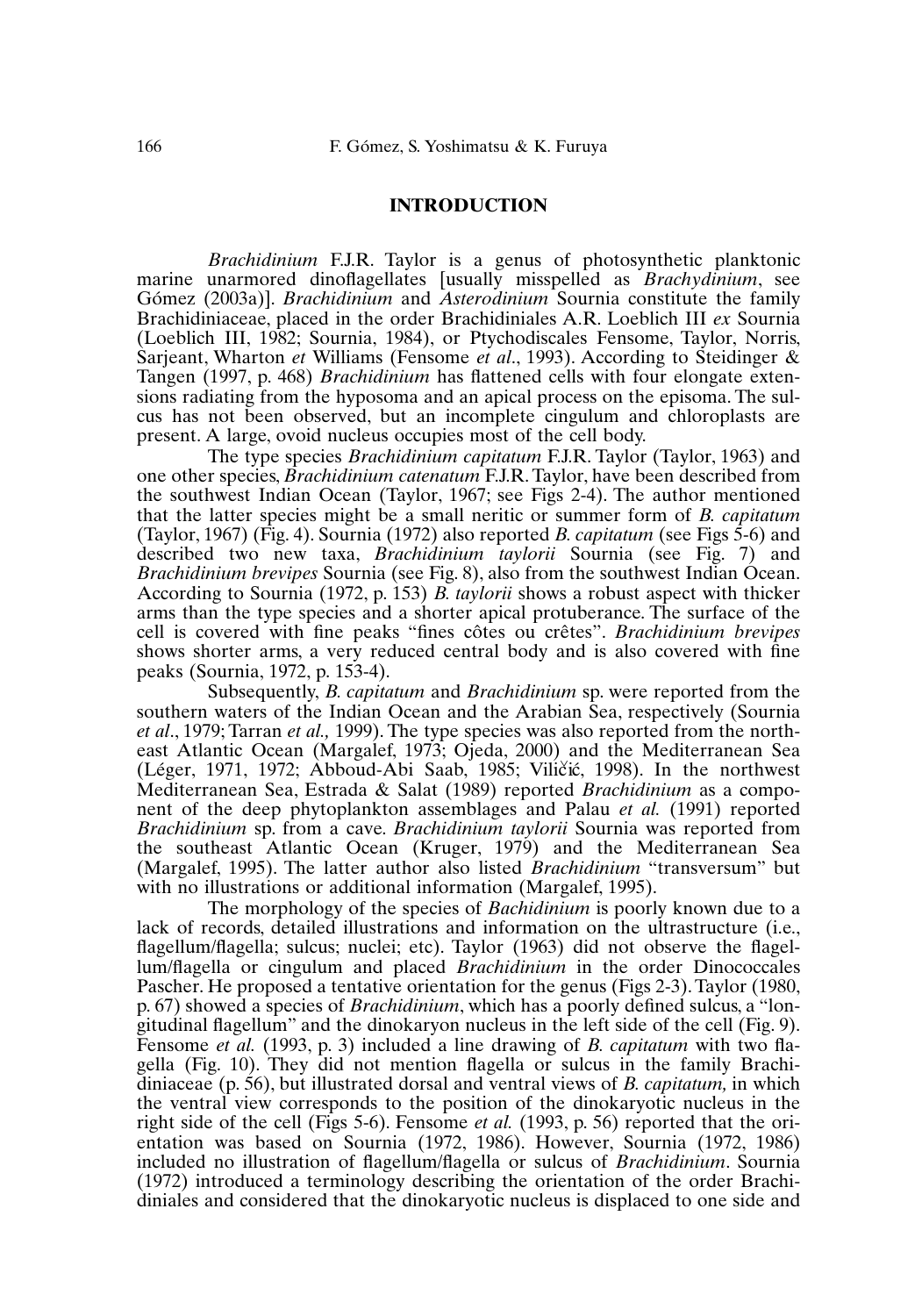## INTRODUCTION

*Brachidinium* F.J.R. Taylor is a genus of photosynthetic planktonic marine unarmored dinoflagellates [usually misspelled as *Brachydinium*, see Gómez (2003a)]. *Brachidinium* and *Asterodinium* Sournia constitute the family Brachidiniaceae, placed in the order Brachidiniales A.R. Loeblich III *ex* Sournia (Loeblich III, 1982; Sournia, 1984), or Ptychodiscales Fensome, Taylor, Norris, Sarjeant, Wharton *et* Williams (Fensome *et al*., 1993). According to Steidinger & Tangen (1997, p. 468) *Brachidinium* has flattened cells with four elongate extensions radiating from the hyposoma and an apical process on the episoma. The sulcus has not been observed, but an incomplete cingulum and chloroplasts are present. A large, ovoid nucleus occupies most of the cell body.

The type species *Brachidinium capitatum* F.J.R. Taylor (Taylor, 1963) and one other species, *Brachidinium catenatum* F.J.R. Taylor, have been described from the southwest Indian Ocean (Taylor, 1967; see Figs 2-4). The author mentioned that the latter species might be a small neritic or summer form of *B. capitatum* (Taylor, 1967) (Fig. 4). Sournia (1972) also reported *B. capitatum* (see Figs 5-6) and described two new taxa, *Brachidinium taylorii* Sournia (see Fig. 7) and *Brachidinium brevipes* Sournia (see Fig. 8), also from the southwest Indian Ocean. According to Sournia (1972, p. 153) *B. taylorii* shows a robust aspect with thicker arms than the type species and a shorter apical protuberance. The surface of the cell is covered with fine peaks "fines côtes ou crêtes". *Brachidinium brevipes* shows shorter arms, a very reduced central body and is also covered with fine peaks (Sournia, 1972, p. 153-4).

Subsequently, *B. capitatum* and *Brachidinium* sp. were reported from the southern waters of the Indian Ocean and the Arabian Sea, respectively (Sournia *et al*., 1979; Tarran *et al.,* 1999). The type species was also reported from the northeast Atlantic Ocean (Margalef, 1973; Ojeda, 2000) and the Mediterranean Sea (Léger, 1971, 1972; Abboud-Abi Saab, 1985; Viličić, 1998). In the northwest Mediterranean Sea, Estrada & Salat (1989) reported *Brachidinium* as a component of the deep phytoplankton assemblages and Palau *et al.* (1991) reported *Brachidinium* sp. from a cave. *Brachidinium taylorii* Sournia was reported from the southeast Atlantic Ocean (Kruger, 1979) and the Mediterranean Sea (Margalef, 1995). The latter author also listed *Brachidinium* "transversum" but with no illustrations or additional information (Margalef, 1995).

The morphology of the species of *Bachidinium* is poorly known due to a lack of records, detailed illustrations and information on the ultrastructure (i.e., flagellum/flagella; sulcus; nuclei; etc). Taylor (1963) did not observe the flagellum/flagella or cingulum and placed *Brachidinium* in the order Dinococcales Pascher. He proposed a tentative orientation for the genus (Figs 2-3). Taylor (1980, p. 67) showed a species of *Brachidinium*, which has a poorly defined sulcus, a "longitudinal flagellum" and the dinokaryon nucleus in the left side of the cell (Fig. 9). Fensome *et al.* (1993, p. 3) included a line drawing of *B. capitatum* with two flagella (Fig. 10). They did not mention flagella or sulcus in the family Brachidiniaceae (p. 56), but illustrated dorsal and ventral views of *B. capitatum,* in which the ventral view corresponds to the position of the dinokaryotic nucleus in the right side of the cell (Figs 5-6). Fensome *et al.* (1993, p. 56) reported that the orientation was based on Sournia (1972, 1986). However, Sournia (1972, 1986) included no illustration of flagellum/flagella or sulcus of *Brachidinium*. Sournia (1972) introduced a terminology describing the orientation of the order Brachidiniales and considered that the dinokaryotic nucleus is displaced to one side and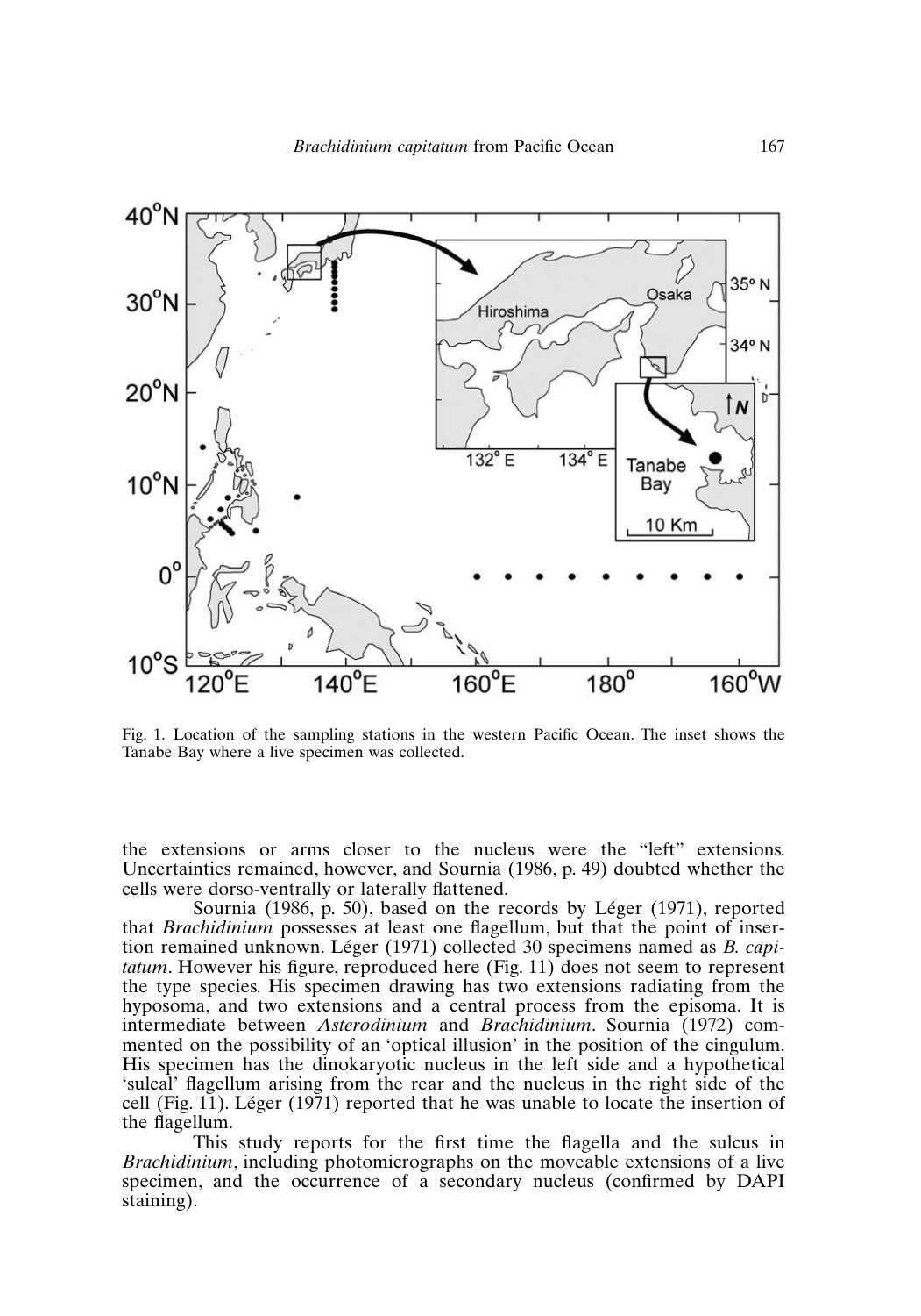Fig. 1. Location of the sampling stations in the western Pacific Ocean. The inset shows the Tanabe Bay where a live specimen was collected.

the extensions or arms closer to the nucleus were the "left" extensions. Uncertainties remained, however, and Sournia (1986, p. 49) doubted whether the cells were dorso-ventrally or laterally flattened.

Sournia (1986, p. 50), based on the records by Léger (1971), reported that *Brachidinium* possesses at least one flagellum, but that the point of insertion remained unknown. Léger (1971) collected 30 specimens named as *B. capitatum*. However his figure, reproduced here (Fig. 11) does not seem to represent the type species. His specimen drawing has two extensions radiating from the hyposoma, and two extensions and a central process from the episoma. It is intermediate between *Asterodinium* and *Brachidinium*. Sournia (1972) commented on the possibility of an 'optical illusion' in the position of the cingulum. His specimen has the dinokaryotic nucleus in the left side and a hypothetical 'sulcal' flagellum arising from the rear and the nucleus in the right side of the cell (Fig. 11). Léger (1971) reported that he was unable to locate the insertion of the flagellum.

This study reports for the first time the flagella and the sulcus in *Brachidinium*, including photomicrographs on the moveable extensions of a live specimen, and the occurrence of a secondary nucleus (confirmed by DAPI staining).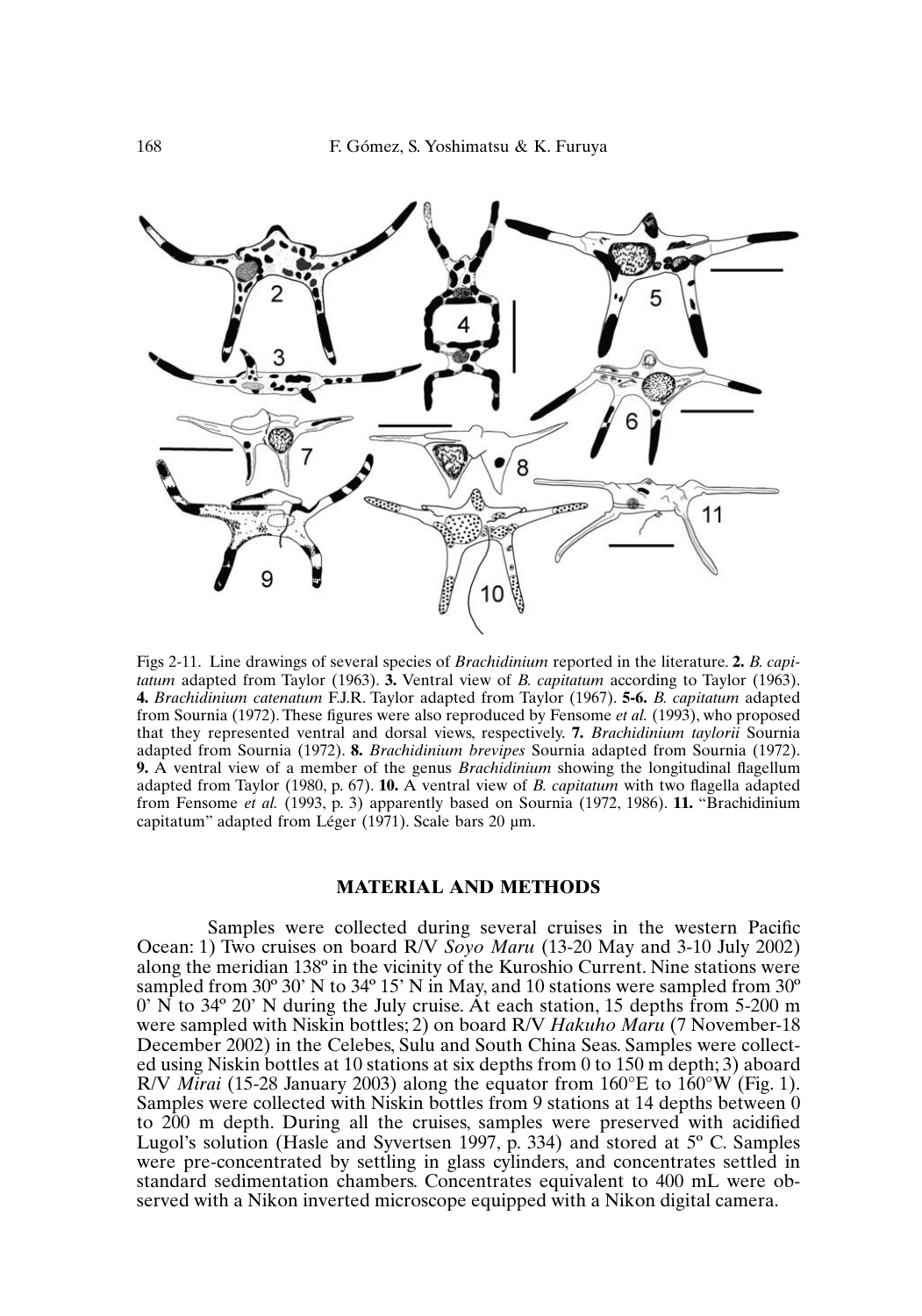Figs 2-11. Line drawings of several species of *Brachidinium* reported in the literature. **2.** *B. capitatum* adapted from Taylor (1963). **3.** Ventral view of *B. capitatum* according to Taylor (1963). **4.** *Brachidinium catenatum* F.J.R. Taylor adapted from Taylor (1967). **5-6.** *B. capitatum* adapted from Sournia (1972). These figures were also reproduced by Fensome *et al.* (1993), who proposed that they represented ventral and dorsal views, respectively. **7.** *Brachidinium taylorii* Sournia adapted from Sournia (1972). **8.** *Brachidinium brevipes* Sournia adapted from Sournia (1972). **9.** A ventral view of a member of the genus *Brachidinium* showing the longitudinal flagellum adapted from Taylor (1980, p. 67). **10.** A ventral view of *B. capitatum* with two flagella adapted from Fensome *et al.* (1993, p. 3) apparently based on Sournia (1972, 1986). **11.** "Brachidinium capitatum" adapted from Léger (1971). Scale bars 20 µm.

## MATERIAL AND METHODS

Samples were collected during several cruises in the western Pacific Ocean: 1) Two cruises on board R/V *Soyo Maru* (13-20 May and 3-10 July 2002) along the meridian 138º in the vicinity of the Kuroshio Current. Nine stations were sampled from 30º 30' N to 34º 15' N in May, and 10 stations were sampled from 30º 0' N to 34º 20' N during the July cruise. At each station, 15 depths from 5-200 m were sampled with Niskin bottles; 2) on board R/V *Hakuho Maru* (7 November-18 December 2002) in the Celebes, Sulu and South China Seas. Samples were collected using Niskin bottles at 10 stations at six depths from 0 to 150 m depth; 3) aboard R/V *Mirai* (15-28 January 2003) along the equator from 160°E to 160°W (Fig. 1). Samples were collected with Niskin bottles from 9 stations at 14 depths between 0 to 200 m depth. During all the cruises, samples were preserved with acidified Lugol's solution (Hasle and Syvertsen 1997, p. 334) and stored at 5º C. Samples were pre-concentrated by settling in glass cylinders, and concentrates settled in standard sedimentation chambers. Concentrates equivalent to 400 mL were observed with a Nikon inverted microscope equipped with a Nikon digital camera.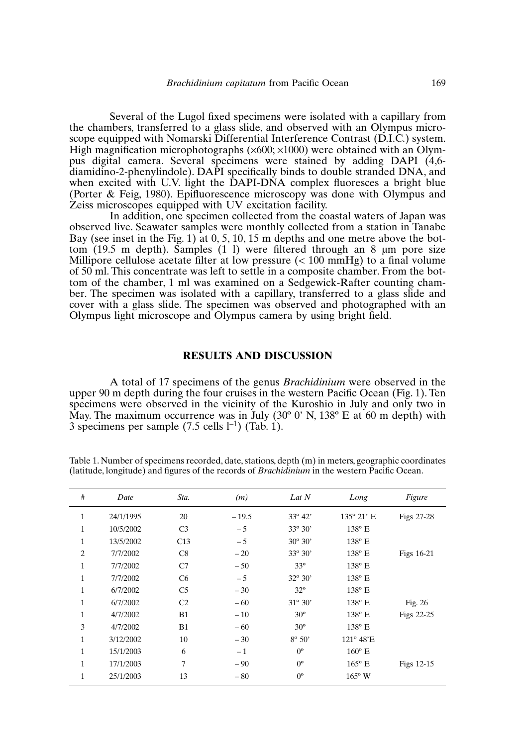Several of the Lugol fixed specimens were isolated with a capillary from the chambers, transferred to a glass slide, and observed with an Olympus microscope equipped with Nomarski Differential Interference Contrast (D.I.C.) system. High magnification microphotographs (×600; ×1000) were obtained with an Olympus digital camera. Several specimens were stained by adding DAPI (4,6-diamidino-2-phenylindole). DAPI specifically binds to double stranded DNA, and when excited with U.V. light the DAPI-DNA complex fluoresces a bright blue (Porter & Feig, 1980). Epifluorescence microscopy was done with Olympus and Zeiss microscopes equipped with UV excitation facility.

In addition, one specimen collected from the coastal waters of Japan was observed live. Seawater samples were monthly collected from a station in Tanabe Bay (see inset in the Fig. 1) at 0, 5, 10, 15 m depths and one metre above the bottom (19.5 m depth). Samples (1 l) were filtered through an 8 µm pore size Millipore cellulose acetate filter at low pressure (< 100 mmHg) to a final volume of 50 ml. This concentrate was left to settle in a composite chamber. From the bottom of the chamber, 1 ml was examined on a Sedgewick-Rafter counting chamber. The specimen was isolated with a capillary, transferred to a glass slide and cover with a glass slide. The specimen was observed and photographed with an Olympus light microscope and Olympus camera by using bright field.

## RESULTS AND DISCUSSION

A total of 17 specimens of the genus *Brachidinium* were observed in the upper 90 m depth during the four cruises in the western Pacific Ocean (Fig. 1). Ten specimens were observed in the vicinity of the Kuroshio in July and only two in May. The maximum occurrence was in July (30º 0' N, 138º E at 60 m depth) with 3 specimens per sample (7.5 cells $l^{-1}$) (Tab. 1).

Table 1. Number of specimens recorded, date, stations, depth (m) in meters, geographic coordinates (latitude, longitude) and figures of the records of *Brachidinium* in the western Pacific Ocean.

| # | *Date* | *Sta.* | *(m)* | *Lat N* | *Long* | *Figure* |
|---|---|---|---|---|---|---|
| 1 | 24/1/1995 | 20 | – 19.5 | 33º 42' | 135º 21' E | Figs 27-28 |
| 1 | 10/5/2002 | C3 | – 5 | 33º 30' | 138º E | |
| 1 | 13/5/2002 | C13 | – 5 | 30º 30' | 138º E | |
| 2 | 7/7/2002 | C8 | – 20 | 33º 30' | 138º E | Figs 16-21 |
| 1 | 7/7/2002 | C7 | – 50 | 33º | 138º E | |
| 1 | 7/7/2002 | C6 | – 5 | 32º 30' | 138º E | |
| 1 | 6/7/2002 | C5 | – 30 | 32º | 138º E | |
| 1 | 6/7/2002 | C2 | – 60 | 31º 30' | 138º E | Fig. 26 |
| 1 | 4/7/2002 | B1 | – 10 | 30º | 138º E | Figs 22-25 |
| 3 | 4/7/2002 | B1 | – 60 | 30º | 138º E | |
| 1 | 3/12/2002 | 10 | – 30 | 8º 50' | 121º 48'E | |
| 1 | 15/1/2003 | 6 | – 1 | 0º | 160º E | |
| 1 | 17/1/2003 | 7 | – 90 | 0º | 165º E | Figs 12-15 |
| 1 | 25/1/2003 | 13 | – 80 | 0º | 165º W | |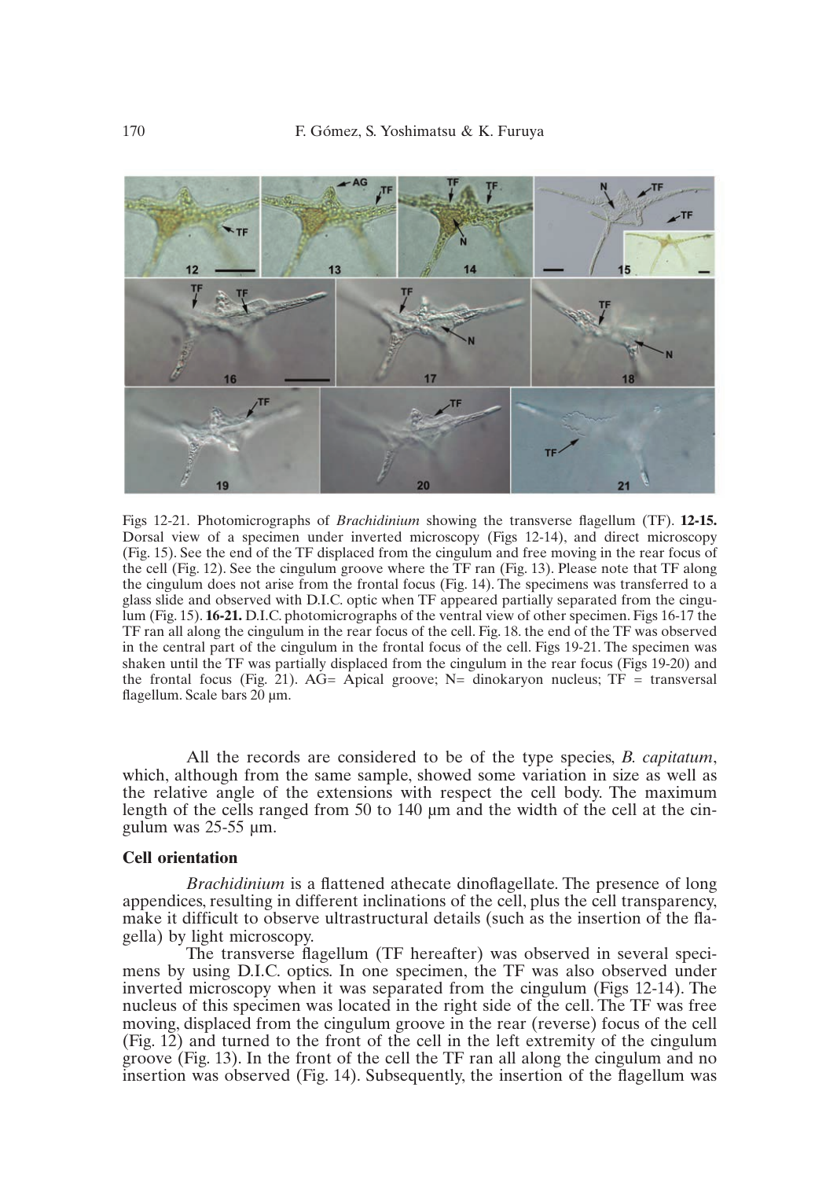Figs 12-21. Photomicrographs of *Brachidinium* showing the transverse flagellum (TF). **12-15.** Dorsal view of a specimen under inverted microscopy (Figs 12-14), and direct microscopy (Fig. 15). See the end of the TF displaced from the cingulum and free moving in the rear focus of the cell (Fig. 12). See the cingulum groove where the TF ran (Fig. 13). Please note that TF along the cingulum does not arise from the frontal focus (Fig. 14). The specimens was transferred to a glass slide and observed with D.I.C. optic when TF appeared partially separated from the cingulum (Fig. 15). **16-21.** D.I.C. photomicrographs of the ventral view of other specimen. Figs 16-17 the TF ran all along the cingulum in the rear focus of the cell. Fig. 18. the end of the TF was observed in the central part of the cingulum in the frontal focus of the cell. Figs 19-21. The specimen was shaken until the TF was partially displaced from the cingulum in the rear focus (Figs 19-20) and the frontal focus (Fig. 21). AG= Apical groove; N= dinokaryon nucleus; TF = transversal flagellum. Scale bars 20 µm.

All the records are considered to be of the type species, *B. capitatum*, which, although from the same sample, showed some variation in size as well as the relative angle of the extensions with respect the cell body. The maximum length of the cells ranged from 50 to 140 µm and the width of the cell at the cingulum was 25-55 µm.

### Cell orientation

*Brachidinium* is a flattened athecate dinoflagellate. The presence of long appendices, resulting in different inclinations of the cell, plus the cell transparency, make it difficult to observe ultrastructural details (such as the insertion of the flagella) by light microscopy.

The transverse flagellum (TF hereafter) was observed in several specimens by using D.I.C. optics. In one specimen, the TF was also observed under inverted microscopy when it was separated from the cingulum (Figs 12-14). The nucleus of this specimen was located in the right side of the cell. The TF was free moving, displaced from the cingulum groove in the rear (reverse) focus of the cell (Fig. 12) and turned to the front of the cell in the left extremity of the cingulum groove (Fig. 13). In the front of the cell the TF ran all along the cingulum and no insertion was observed (Fig. 14). Subsequently, the insertion of the flagellum was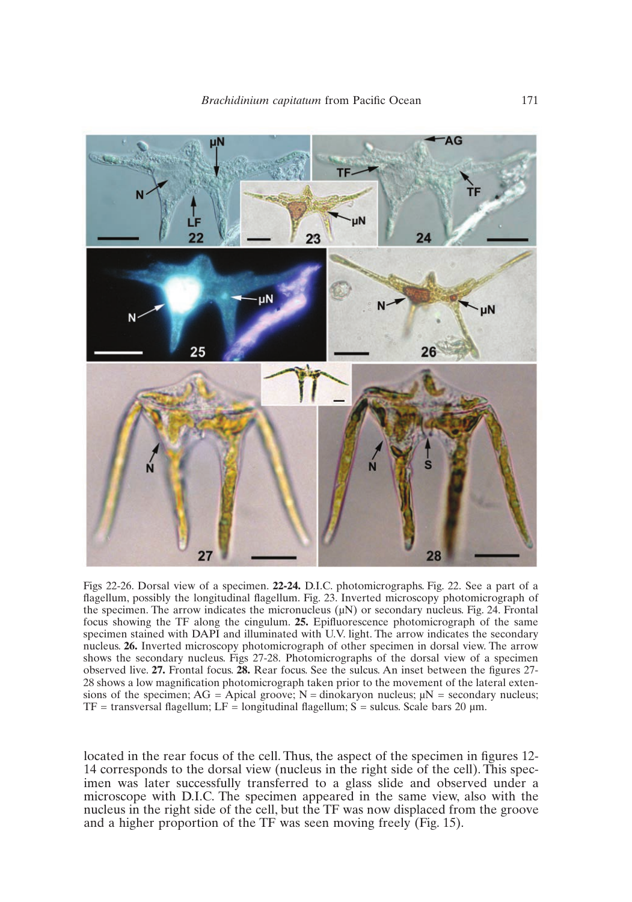Figs 22-26. Dorsal view of a specimen. **22-24.** D.I.C. photomicrographs. Fig. 22. See a part of a flagellum, possibly the longitudinal flagellum. Fig. 23. Inverted microscopy photomicrograph of the specimen. The arrow indicates the micronucleus (μN) or secondary nucleus. Fig. 24. Frontal focus showing the TF along the cingulum. **25.** Epifluorescence photomicrograph of the same specimen stained with DAPI and illuminated with U.V. light. The arrow indicates the secondary nucleus. **26.** Inverted microscopy photomicrograph of other specimen in dorsal view. The arrow shows the secondary nucleus. Figs 27-28. Photomicrographs of the dorsal view of a specimen observed live. **27.** Frontal focus. **28.** Rear focus. See the sulcus. An inset between the figures 27-28 shows a low magnification photomicrograph taken prior to the movement of the lateral extensions of the specimen; AG = Apical groove; N = dinokaryon nucleus; μN = secondary nucleus; TF = transversal flagellum; LF = longitudinal flagellum; S = sulcus. Scale bars 20 μm.

located in the rear focus of the cell. Thus, the aspect of the specimen in figures 12-14 corresponds to the dorsal view (nucleus in the right side of the cell). This specimen was later successfully transferred to a glass slide and observed under a microscope with D.I.C. The specimen appeared in the same view, also with the nucleus in the right side of the cell, but the TF was now displaced from the groove and a higher proportion of the TF was seen moving freely (Fig. 15).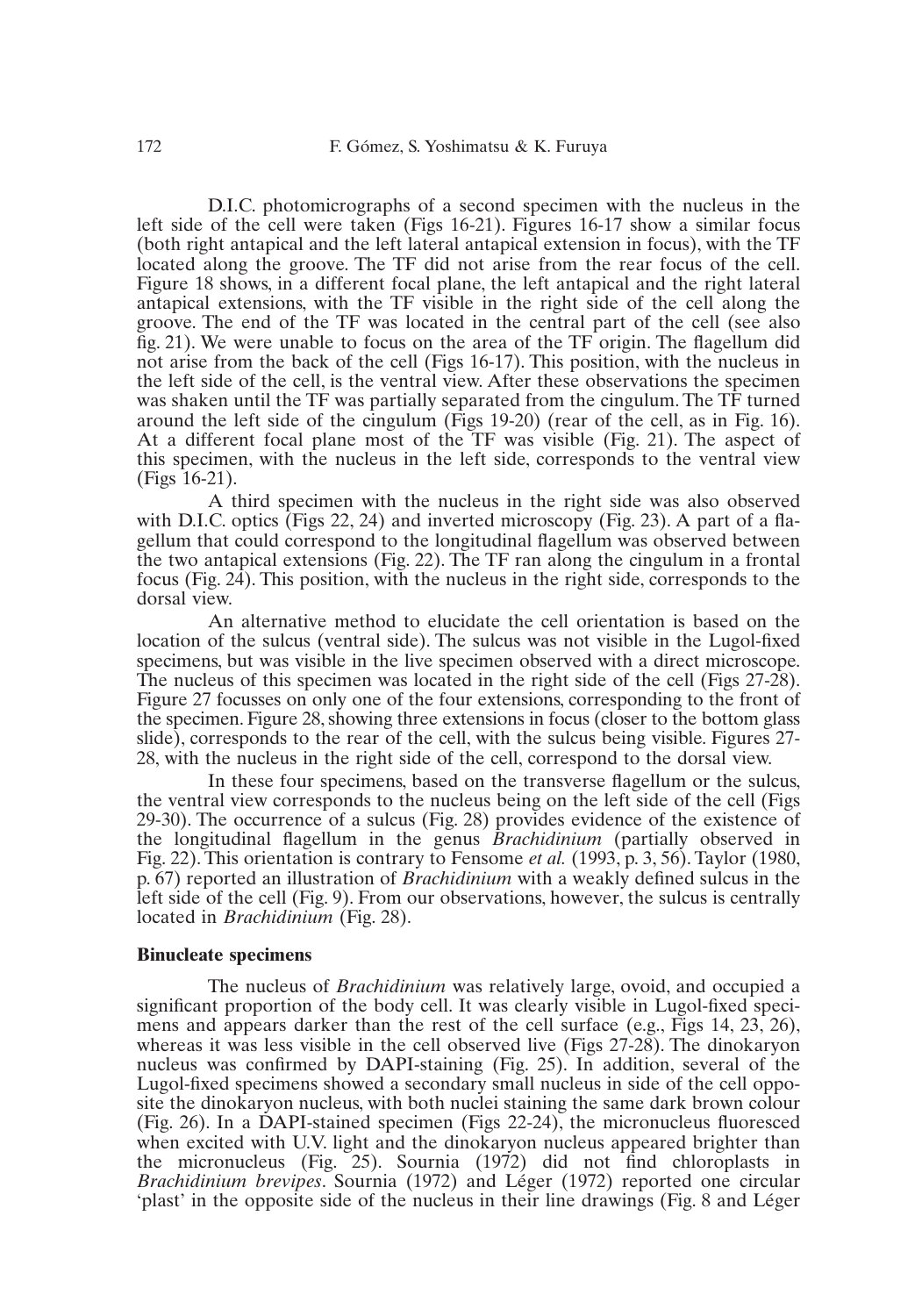D.I.C. photomicrographs of a second specimen with the nucleus in the left side of the cell were taken (Figs 16-21). Figures 16-17 show a similar focus (both right antapical and the left lateral antapical extension in focus), with the TF located along the groove. The TF did not arise from the rear focus of the cell. Figure 18 shows, in a different focal plane, the left antapical and the right lateral antapical extensions, with the TF visible in the right side of the cell along the groove. The end of the TF was located in the central part of the cell (see also fig. 21). We were unable to focus on the area of the TF origin. The flagellum did not arise from the back of the cell (Figs 16-17). This position, with the nucleus in the left side of the cell, is the ventral view. After these observations the specimen was shaken until the TF was partially separated from the cingulum. The TF turned around the left side of the cingulum (Figs 19-20) (rear of the cell, as in Fig. 16). At a different focal plane most of the TF was visible (Fig. 21). The aspect of this specimen, with the nucleus in the left side, corresponds to the ventral view (Figs 16-21).

A third specimen with the nucleus in the right side was also observed with D.I.C. optics (Figs 22, 24) and inverted microscopy (Fig. 23). A part of a flagellum that could correspond to the longitudinal flagellum was observed between the two antapical extensions (Fig. 22). The TF ran along the cingulum in a frontal focus (Fig. 24). This position, with the nucleus in the right side, corresponds to the dorsal view.

An alternative method to elucidate the cell orientation is based on the location of the sulcus (ventral side). The sulcus was not visible in the Lugol-fixed specimens, but was visible in the live specimen observed with a direct microscope. The nucleus of this specimen was located in the right side of the cell (Figs 27-28). Figure 27 focusses on only one of the four extensions, corresponding to the front of the specimen. Figure 28, showing three extensions in focus (closer to the bottom glass slide), corresponds to the rear of the cell, with the sulcus being visible. Figures 27-28, with the nucleus in the right side of the cell, correspond to the dorsal view.

In these four specimens, based on the transverse flagellum or the sulcus, the ventral view corresponds to the nucleus being on the left side of the cell (Figs 29-30). The occurrence of a sulcus (Fig. 28) provides evidence of the existence of the longitudinal flagellum in the genus *Brachidinium* (partially observed in Fig. 22). This orientation is contrary to Fensome *et al.* (1993, p. 3, 56). Taylor (1980, p. 67) reported an illustration of *Brachidinium* with a weakly defined sulcus in the left side of the cell (Fig. 9). From our observations, however, the sulcus is centrally located in *Brachidinium* (Fig. 28).

**Binucleate specimens**

The nucleus of *Brachidinium* was relatively large, ovoid, and occupied a significant proportion of the body cell. It was clearly visible in Lugol-fixed specimens and appears darker than the rest of the cell surface (e.g., Figs 14, 23, 26), whereas it was less visible in the cell observed live (Figs 27-28). The dinokaryon nucleus was confirmed by DAPI-staining (Fig. 25). In addition, several of the Lugol-fixed specimens showed a secondary small nucleus in side of the cell opposite the dinokaryon nucleus, with both nuclei staining the same dark brown colour (Fig. 26). In a DAPI-stained specimen (Figs 22-24), the micronucleus fluoresced when excited with U.V. light and the dinokaryon nucleus appeared brighter than the micronucleus (Fig. 25). Sournia (1972) did not find chloroplasts in *Brachidinium brevipes*. Sournia (1972) and Léger (1972) reported one circular 'plast' in the opposite side of the nucleus in their line drawings (Fig. 8 and Léger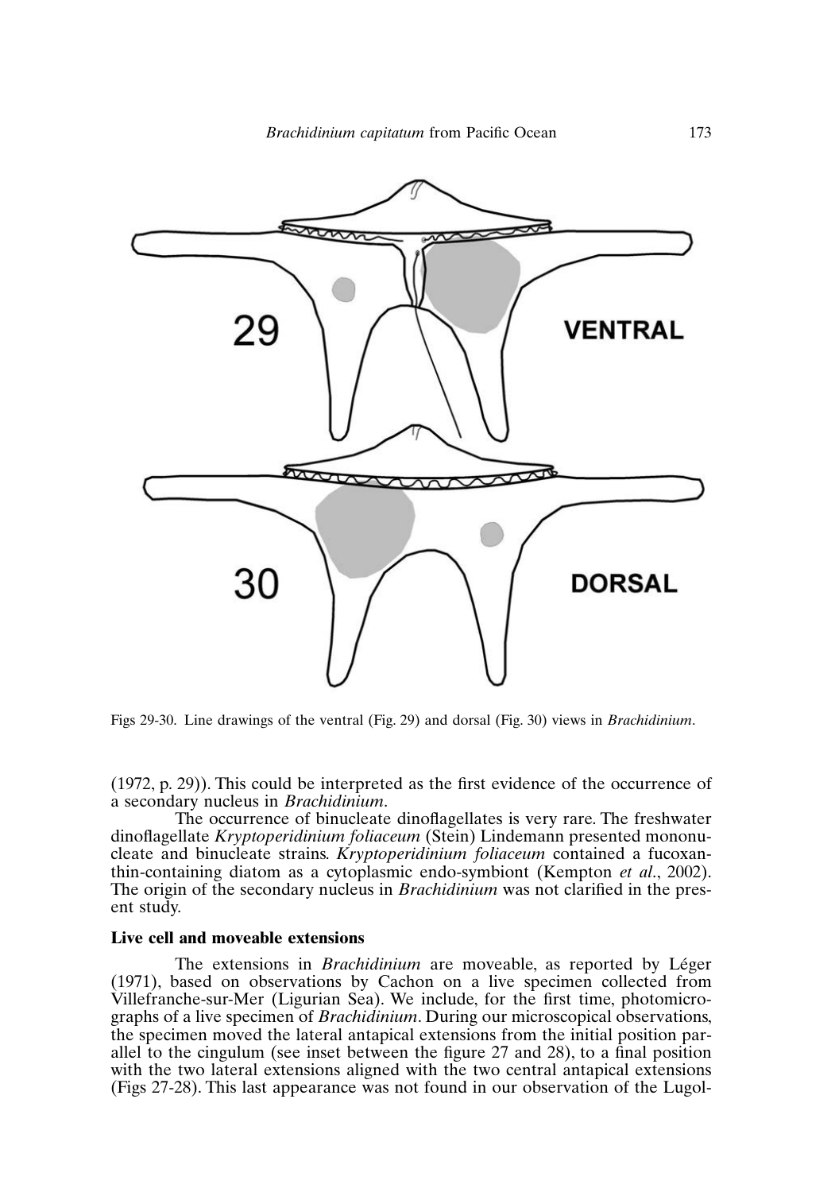Figs 29-30. Line drawings of the ventral (Fig. 29) and dorsal (Fig. 30) views in *Brachidinium*.

(1972, p. 29)). This could be interpreted as the first evidence of the occurrence of a secondary nucleus in *Brachidinium*.

The occurrence of binucleate dinoflagellates is very rare. The freshwater dinoflagellate *Kryptoperidinium foliaceum* (Stein) Lindemann presented mononucleate and binucleate strains. *Kryptoperidinium foliaceum* contained a fucoxanthin-containing diatom as a cytoplasmic endo-symbiont (Kempton *et al.*, 2002). The origin of the secondary nucleus in *Brachidinium* was not clarified in the present study.

### Live cell and moveable extensions

The extensions in *Brachidinium* are moveable, as reported by Léger (1971), based on observations by Cachon on a live specimen collected from Villefranche-sur-Mer (Ligurian Sea). We include, for the first time, photomicrographs of a live specimen of *Brachidinium*. During our microscopical observations, the specimen moved the lateral antapical extensions from the initial position parallel to the cingulum (see inset between the figure 27 and 28), to a final position with the two lateral extensions aligned with the two central antapical extensions (Figs 27-28). This last appearance was not found in our observation of the Lugol-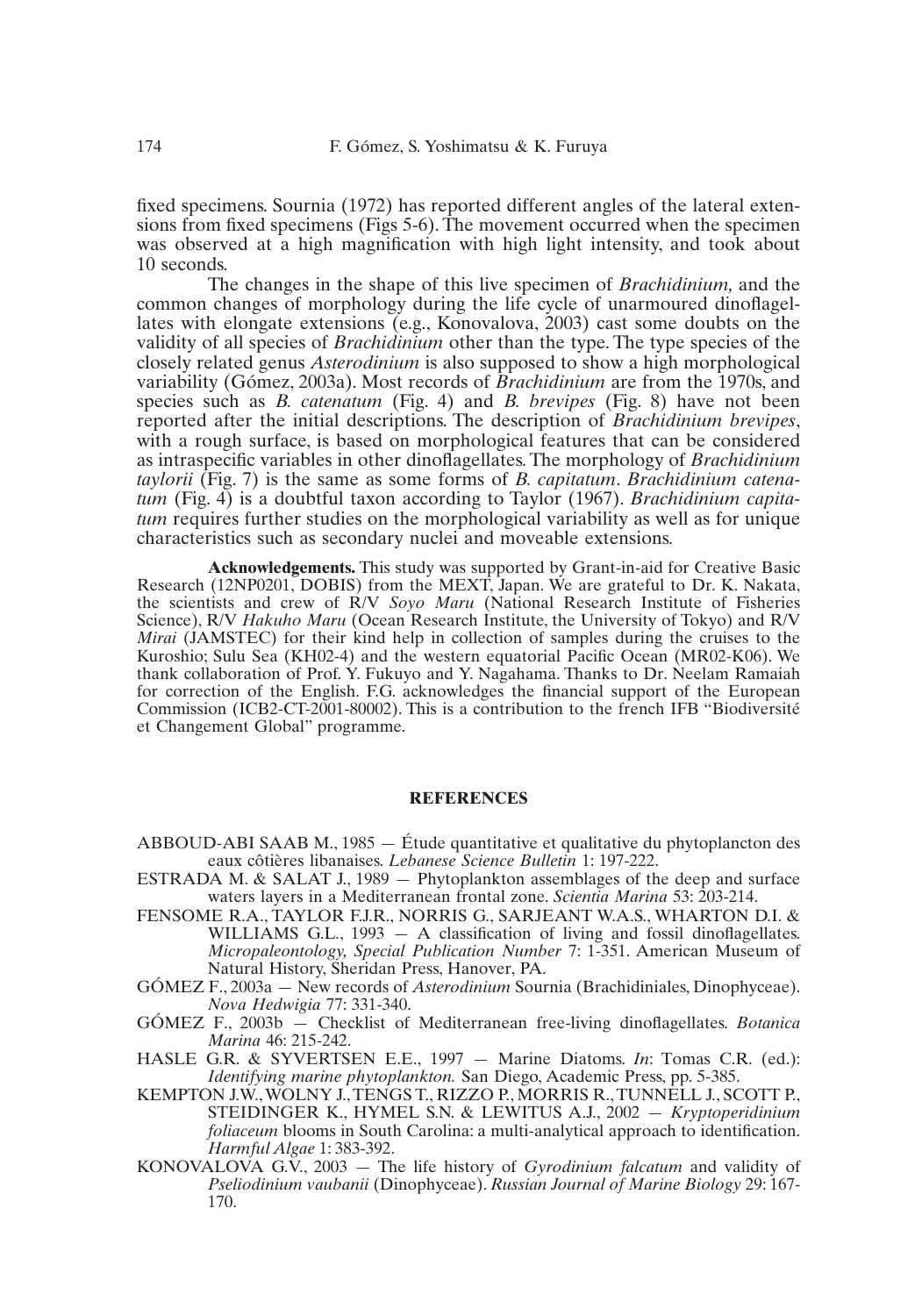fixed specimens. Sournia (1972) has reported different angles of the lateral extensions from fixed specimens (Figs 5-6). The movement occurred when the specimen was observed at a high magnification with high light intensity, and took about 10 seconds.

The changes in the shape of this live specimen of *Brachidinium,* and the common changes of morphology during the life cycle of unarmoured dinoflagellates with elongate extensions (e.g., Konovalova, 2003) cast some doubts on the validity of all species of *Brachidinium* other than the type. The type species of the closely related genus *Asterodinium* is also supposed to show a high morphological variability (Gómez, 2003a). Most records of *Brachidinium* are from the 1970s, and species such as *B. catenatum* (Fig. 4) and *B. brevipes* (Fig. 8) have not been reported after the initial descriptions. The description of *Brachidinium brevipes*, with a rough surface, is based on morphological features that can be considered as intraspecific variables in other dinoflagellates. The morphology of *Brachidinium taylorii* (Fig. 7) is the same as some forms of *B. capitatum*. *Brachidinium catenatum* (Fig. 4) is a doubtful taxon according to Taylor (1967). *Brachidinium capitatum* requires further studies on the morphological variability as well as for unique characteristics such as secondary nuclei and moveable extensions.

**Acknowledgements.** This study was supported by Grant-in-aid for Creative Basic Research (12NP0201, DOBIS) from the MEXT, Japan. We are grateful to Dr. K. Nakata, the scientists and crew of R/V *Soyo Maru* (National Research Institute of Fisheries Science), R/V *Hakuho Maru* (Ocean Research Institute, the University of Tokyo) and R/V *Mirai* (JAMSTEC) for their kind help in collection of samples during the cruises to the Kuroshio; Sulu Sea (KH02-4) and the western equatorial Pacific Ocean (MR02-K06). We thank collaboration of Prof. Y. Fukuyo and Y. Nagahama. Thanks to Dr. Neelam Ramaiah for correction of the English. F.G. acknowledges the financial support of the European Commission (ICB2-CT-2001-80002). This is a contribution to the french IFB "Biodiversité et Changement Global" programme.

## REFERENCES

ABBOUD-ABI SAAB M., 1985 — Étude quantitative et qualitative du phytoplancton des eaux côtières libanaises. *Lebanese Science Bulletin* 1: 197-222.

ESTRADA M. & SALAT J., 1989 — Phytoplankton assemblages of the deep and surface waters layers in a Mediterranean frontal zone. *Scientia Marina* 53: 203-214.

FENSOME R.A., TAYLOR F.J.R., NORRIS G., SARJEANT W.A.S., WHARTON D.I. & WILLIAMS G.L., 1993 — A classification of living and fossil dinoflagellates. *Micropaleontology, Special Publication Number* 7: 1-351. American Museum of Natural History, Sheridan Press, Hanover, PA.

GÓMEZ F., 2003a — New records of *Asterodinium* Sournia (Brachidiniales, Dinophyceae). *Nova Hedwigia* 77: 331-340.

GÓMEZ F., 2003b — Checklist of Mediterranean free-living dinoflagellates. *Botanica Marina* 46: 215-242.

HASLE G.R. & SYVERTSEN E.E., 1997 — Marine Diatoms. *In*: Tomas C.R. (ed.): *Identifying marine phytoplankton.* San Diego, Academic Press, pp. 5-385.

KEMPTON J.W., WOLNY J., TENGS T., RIZZO P., MORRIS R., TUNNELL J., SCOTT P., STEIDINGER K., HYMEL S.N. & LEWITUS A.J., 2002 — *Kryptoperidinium foliaceum* blooms in South Carolina: a multi-analytical approach to identification. *Harmful Algae* 1: 383-392.

KONOVALOVA G.V., 2003 — The life history of *Gyrodinium falcatum* and validity of *Pseliodinium vaubanii* (Dinophyceae). *Russian Journal of Marine Biology* 29: 167-170.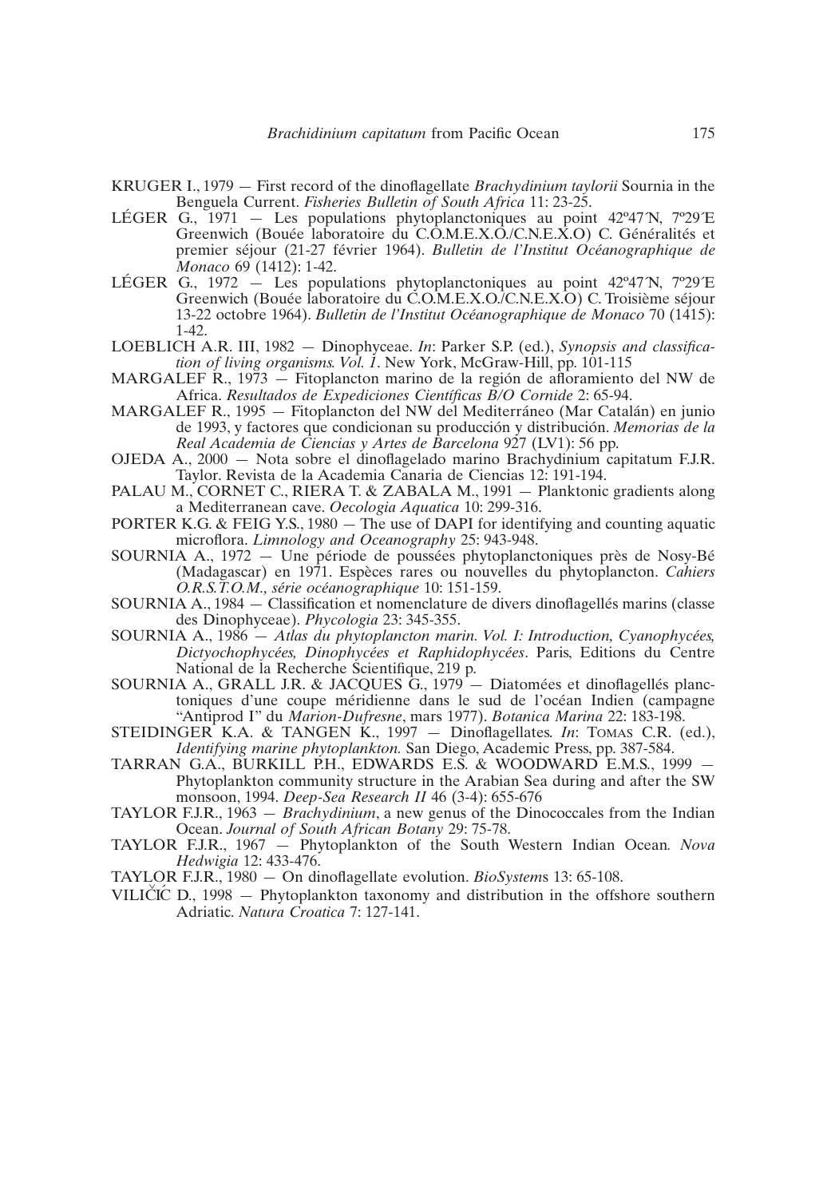KRUGER I., 1979 — First record of the dinoflagellate *Brachydinium taylorii* Sournia in the Benguela Current. *Fisheries Bulletin of South Africa* 11: 23-25.

LÉGER G., 1971 — Les populations phytoplanctoniques au point 42º47´N, 7º29´E Greenwich (Bouée laboratoire du C.O.M.E.X.O./C.N.E.X.O) C. Généralités et premier séjour (21-27 février 1964). *Bulletin de l'Institut Océanographique de Monaco* 69 (1412): 1-42.

LÉGER G., 1972 — Les populations phytoplanctoniques au point 42º47´N, 7º29´E Greenwich (Bouée laboratoire du C.O.M.E.X.O./C.N.E.X.O) C. Troisième séjour 13-22 octobre 1964). *Bulletin de l'Institut Océanographique de Monaco* 70 (1415): 1-42.

LOEBLICH A.R. III, 1982 — Dinophyceae. *In*: Parker S.P. (ed.), *Synopsis and classification of living organisms. Vol. 1*. New York, McGraw-Hill, pp. 101-115

MARGALEF R., 1973 — Fitoplancton marino de la región de afloramiento del NW de Africa. *Resultados de Expediciones Científicas B/O Cornide* 2: 65-94.

MARGALEF R., 1995 — Fitoplancton del NW del Mediterráneo (Mar Catalán) en junio de 1993, y factores que condicionan su producción y distribución. *Memorias de la Real Academia de Ciencias y Artes de Barcelona* 927 (LV1): 56 pp.

OJEDA A., 2000 — Nota sobre el dinoflagelado marino Brachydinium capitatum F.J.R. Taylor. Revista de la Academia Canaria de Ciencias 12: 191-194.

PALAU M., CORNET C., RIERA T. & ZABALA M., 1991 — Planktonic gradients along a Mediterranean cave. *Oecologia Aquatica* 10: 299-316.

PORTER K.G. & FEIG Y.S., 1980 — The use of DAPI for identifying and counting aquatic microflora. *Limnology and Oceanography* 25: 943-948.

SOURNIA A., 1972 — Une période de poussées phytoplanctoniques près de Nosy-Bé (Madagascar) en 1971. Espèces rares ou nouvelles du phytoplancton. *Cahiers O.R.S.T.O.M., série océanographique* 10: 151-159.

SOURNIA A., 1984 — Classification et nomenclature de divers dinoflagellés marins (classe des Dinophyceae). *Phycologia* 23: 345-355.

SOURNIA A., 1986 — *Atlas du phytoplancton marin. Vol. I: Introduction, Cyanophycées, Dictyochophycées, Dinophycées et Raphidophycées*. Paris, Editions du Centre National de la Recherche Scientifique, 219 p.

SOURNIA A., GRALL J.R. & JACQUES G., 1979 — Diatomées et dinoflagellés planctoniques d'une coupe méridienne dans le sud de l'océan Indien (campagne "Antiprod I" du *Marion-Dufresne*, mars 1977). *Botanica Marina* 22: 183-198.

STEIDINGER K.A. & TANGEN K., 1997 — Dinoflagellates. *In*: TOMAS C.R. (ed.), *Identifying marine phytoplankton.* San Diego, Academic Press, pp. 387-584.

TARRAN G.A., BURKILL P.H., EDWARDS E.S. & WOODWARD E.M.S., 1999 — Phytoplankton community structure in the Arabian Sea during and after the SW monsoon, 1994. *Deep-Sea Research II* 46 (3-4): 655-676

TAYLOR F.J.R., 1963 — *Brachydinium*, a new genus of the Dinococcales from the Indian Ocean. *Journal of South African Botany* 29: 75-78.

TAYLOR F.J.R., 1967 — Phytoplankton of the South Western Indian Ocean. *Nova Hedwigia* 12: 433-476.

TAYLOR F.J.R., 1980 — On dinoflagellate evolution. *BioSystems* 13: 65-108.

VILIČIĆ D., 1998 — Phytoplankton taxonomy and distribution in the offshore southern Adriatic. *Natura Croatica* 7: 127-141.